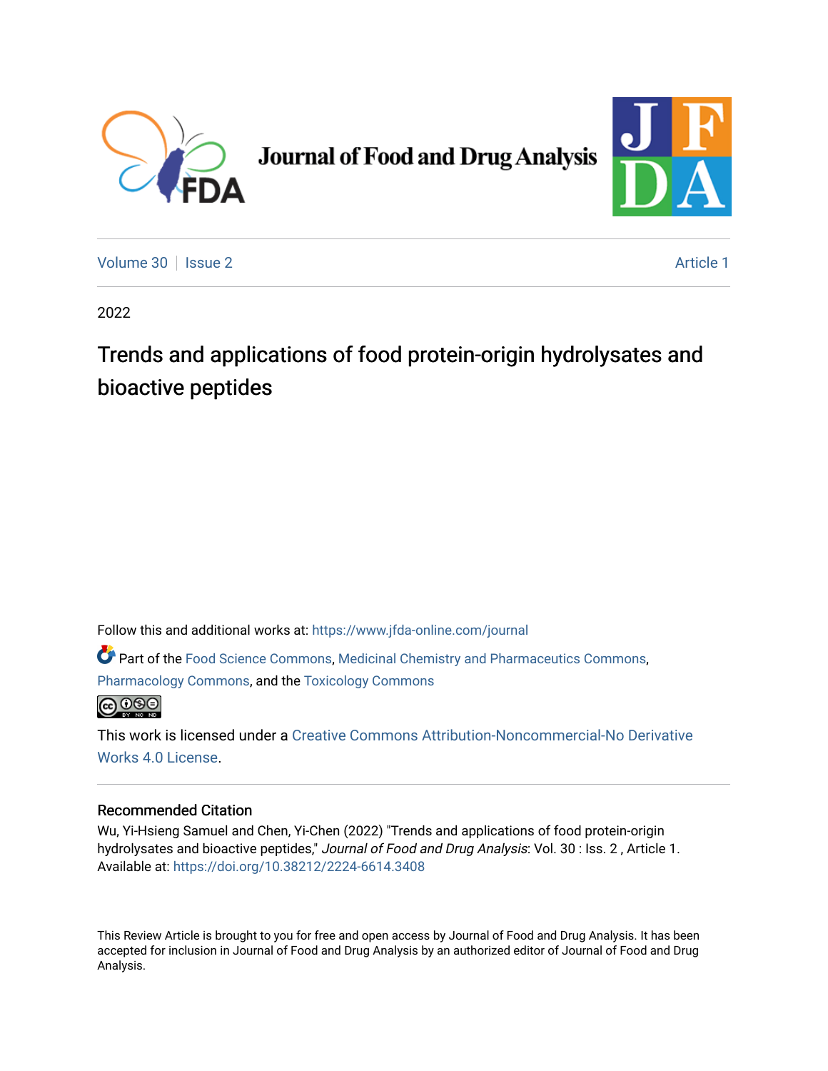Journal of Food and Drug Analysis

Volume 30 | Issue 2 | Article 1

2022

# Trends and applications of food protein-origin hydrolysates and bioactive peptides

Follow this and additional works at: https://www.jfda-online.com/journal

Part of the Food Science Commons, Medicinal Chemistry and Pharmaceutics Commons, Pharmacology Commons, and the Toxicology Commons

This work is licensed under a Creative Commons Attribution-Noncommercial-No Derivative Works 4.0 License.

## Recommended Citation

Wu, Yi-Hsieng Samuel and Chen, Yi-Chen (2022) "Trends and applications of food protein-origin hydrolysates and bioactive peptides," *Journal of Food and Drug Analysis*: Vol. 30 : Iss. 2 , Article 1.
Available at: https://doi.org/10.38212/2224-6614.3408

This Review Article is brought to you for free and open access by Journal of Food and Drug Analysis. It has been accepted for inclusion in Journal of Food and Drug Analysis by an authorized editor of Journal of Food and Drug Analysis.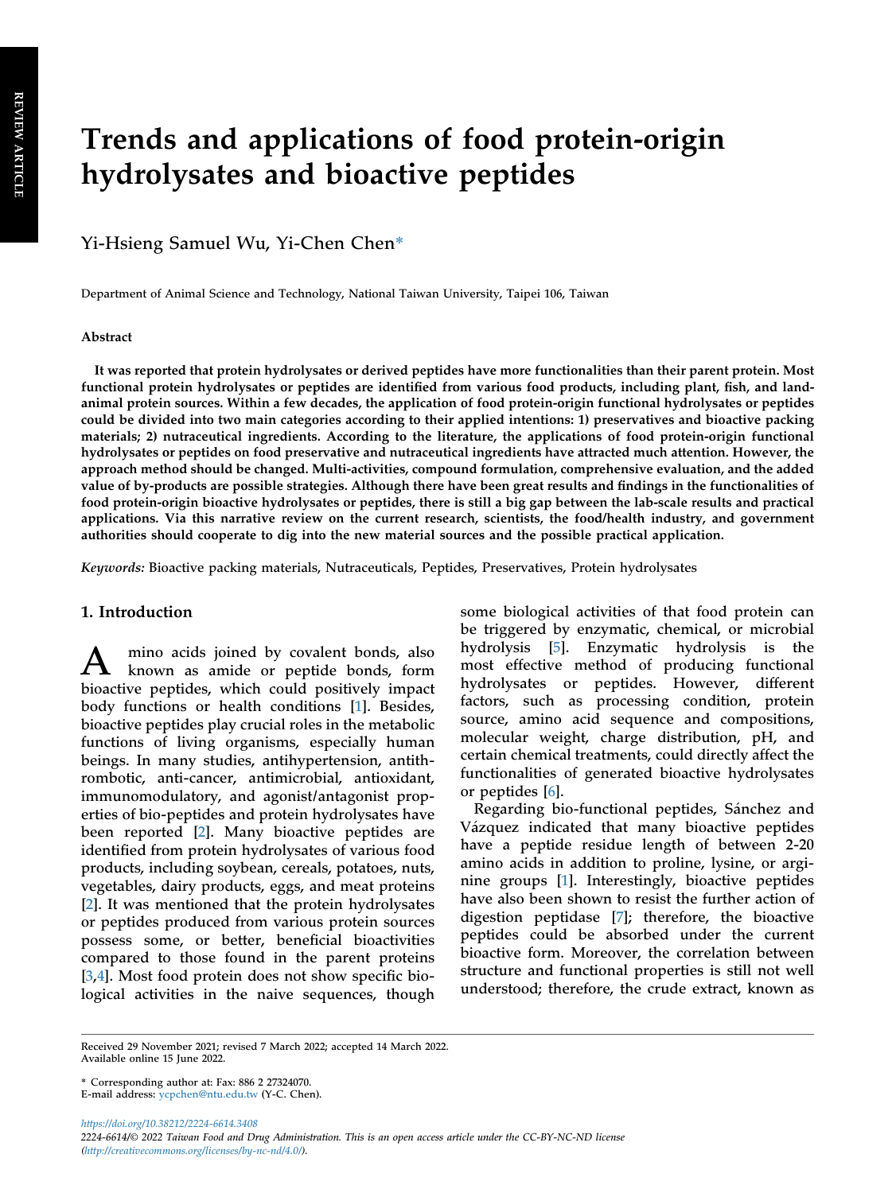# Trends and applications of food protein-origin hydrolysates and bioactive peptides

Yi-Hsieng Samuel Wu, Yi-Chen Chen*

Department of Animal Science and Technology, National Taiwan University, Taipei 106, Taiwan

### Abstract

**It was reported that protein hydrolysates or derived peptides have more functionalities than their parent protein. Most functional protein hydrolysates or peptides are identified from various food products, including plant, fish, and land-animal protein sources. Within a few decades, the application of food protein-origin functional hydrolysates or peptides could be divided into two main categories according to their applied intentions: 1) preservatives and bioactive packing materials; 2) nutraceutical ingredients. According to the literature, the applications of food protein-origin functional hydrolysates or peptides on food preservative and nutraceutical ingredients have attracted much attention. However, the approach method should be changed. Multi-activities, compound formulation, comprehensive evaluation, and the added value of by-products are possible strategies. Although there have been great results and findings in the functionalities of food protein-origin bioactive hydrolysates or peptides, there is still a big gap between the lab-scale results and practical applications. Via this narrative review on the current research, scientists, the food/health industry, and government authorities should cooperate to dig into the new material sources and the possible practical application.**

*Keywords:* Bioactive packing materials, Nutraceuticals, Peptides, Preservatives, Protein hydrolysates

## 1. Introduction

Amino acids joined by covalent bonds, also known as amide or peptide bonds, form bioactive peptides, which could positively impact body functions or health conditions [1]. Besides, bioactive peptides play crucial roles in the metabolic functions of living organisms, especially human beings. In many studies, antihypertension, antithrombotic, anti-cancer, antimicrobial, antioxidant, immunomodulatory, and agonist/antagonist properties of bio-peptides and protein hydrolysates have been reported [2]. Many bioactive peptides are identified from protein hydrolysates of various food products, including soybean, cereals, potatoes, nuts, vegetables, dairy products, eggs, and meat proteins [2]. It was mentioned that the protein hydrolysates or peptides produced from various protein sources possess some, or better, beneficial bioactivities compared to those found in the parent proteins [3,4]. Most food protein does not show specific biological activities in the naive sequences, though some biological activities of that food protein can be triggered by enzymatic, chemical, or microbial hydrolysis [5]. Enzymatic hydrolysis is the most effective method of producing functional hydrolysates or peptides. However, different factors, such as processing condition, protein source, amino acid sequence and compositions, molecular weight, charge distribution, pH, and certain chemical treatments, could directly affect the functionalities of generated bioactive hydrolysates or peptides [6].

Regarding bio-functional peptides, Sánchez and Vázquez indicated that many bioactive peptides have a peptide residue length of between 2-20 amino acids in addition to proline, lysine, or arginine groups [1]. Interestingly, bioactive peptides have also been shown to resist the further action of digestion peptidase [7]; therefore, the bioactive peptides could be absorbed under the current bioactive form. Moreover, the correlation between structure and functional properties is still not well understood; therefore, the crude extract, known as

Received 29 November 2021; revised 7 March 2022; accepted 14 March 2022.
Available online 15 June 2022.

\* Corresponding author at: Fax: 886 2 27324070.
E-mail address: ycpchen@ntu.edu.tw (Y-C. Chen).

https://doi.org/10.38212/2224-6614.3408
2224-6614/© 2022 Taiwan Food and Drug Administration. This is an open access article under the CC-BY-NC-ND license (http://creativecommons.org/licenses/by-nc-nd/4.0/).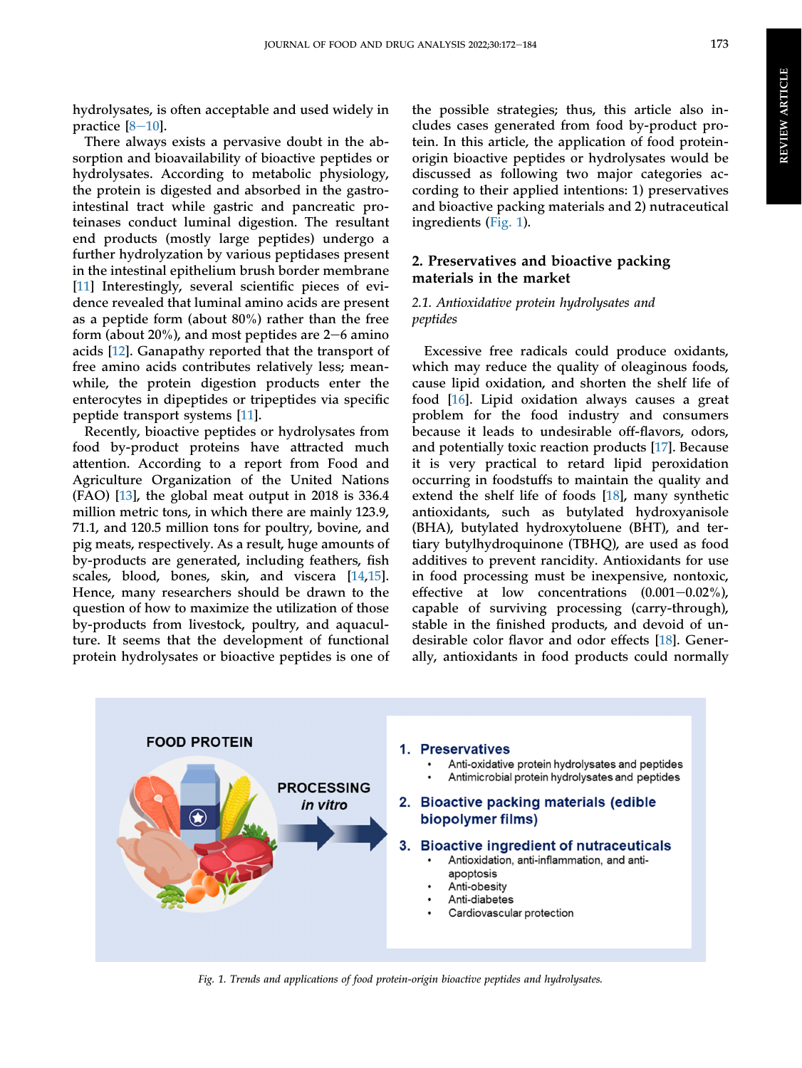hydrolysates, is often acceptable and used widely in practice [8–10].

There always exists a pervasive doubt in the absorption and bioavailability of bioactive peptides or hydrolysates. According to metabolic physiology, the protein is digested and absorbed in the gastrointestinal tract while gastric and pancreatic proteinases conduct luminal digestion. The resultant end products (mostly large peptides) undergo a further hydrolyzation by various peptidases present in the intestinal epithelium brush border membrane [11] Interestingly, several scientific pieces of evidence revealed that luminal amino acids are present as a peptide form (about 80%) rather than the free form (about 20%), and most peptides are 2–6 amino acids [12]. Ganapathy reported that the transport of free amino acids contributes relatively less; meanwhile, the protein digestion products enter the enterocytes in dipeptides or tripeptides via specific peptide transport systems [11].

Recently, bioactive peptides or hydrolysates from food by-product proteins have attracted much attention. According to a report from Food and Agriculture Organization of the United Nations (FAO) [13], the global meat output in 2018 is 336.4 million metric tons, in which there are mainly 123.9, 71.1, and 120.5 million tons for poultry, bovine, and pig meats, respectively. As a result, huge amounts of by-products are generated, including feathers, fish scales, blood, bones, skin, and viscera [14,15]. Hence, many researchers should be drawn to the question of how to maximize the utilization of those by-products from livestock, poultry, and aquaculture. It seems that the development of functional protein hydrolysates or bioactive peptides is one of the possible strategies; thus, this article also includes cases generated from food by-product protein. In this article, the application of food protein-origin bioactive peptides or hydrolysates would be discussed as following two major categories according to their applied intentions: 1) preservatives and bioactive packing materials and 2) nutraceutical ingredients (Fig. 1).

## 2. Preservatives and bioactive packing materials in the market

### 2.1. Antioxidative protein hydrolysates and peptides

Excessive free radicals could produce oxidants, which may reduce the quality of oleaginous foods, cause lipid oxidation, and shorten the shelf life of food [16]. Lipid oxidation always causes a great problem for the food industry and consumers because it leads to undesirable off-flavors, odors, and potentially toxic reaction products [17]. Because it is very practical to retard lipid peroxidation occurring in foodstuffs to maintain the quality and extend the shelf life of foods [18], many synthetic antioxidants, such as butylated hydroxyanisole (BHA), butylated hydroxytoluene (BHT), and tertiary butylhydroquinone (TBHQ), are used as food additives to prevent rancidity. Antioxidants for use in food processing must be inexpensive, nontoxic, effective at low concentrations (0.001–0.02%), capable of surviving processing (carry-through), stable in the finished products, and devoid of undesirable color flavor and odor effects [18]. Generally, antioxidants in food products could normally

FOOD PROTEIN

PROCESSING *in vitro*

1. **Preservatives**
   - Anti-oxidative protein hydrolysates and peptides
   - Antimicrobial protein hydrolysates and peptides
2. **Bioactive packing materials (edible biopolymer films)**
3. **Bioactive ingredient of nutraceuticals**
   - Antioxidation, anti-inflammation, and anti-apoptosis
   - Anti-obesity
   - Anti-diabetes
   - Cardiovascular protection

*Fig. 1. Trends and applications of food protein-origin bioactive peptides and hydrolysates.*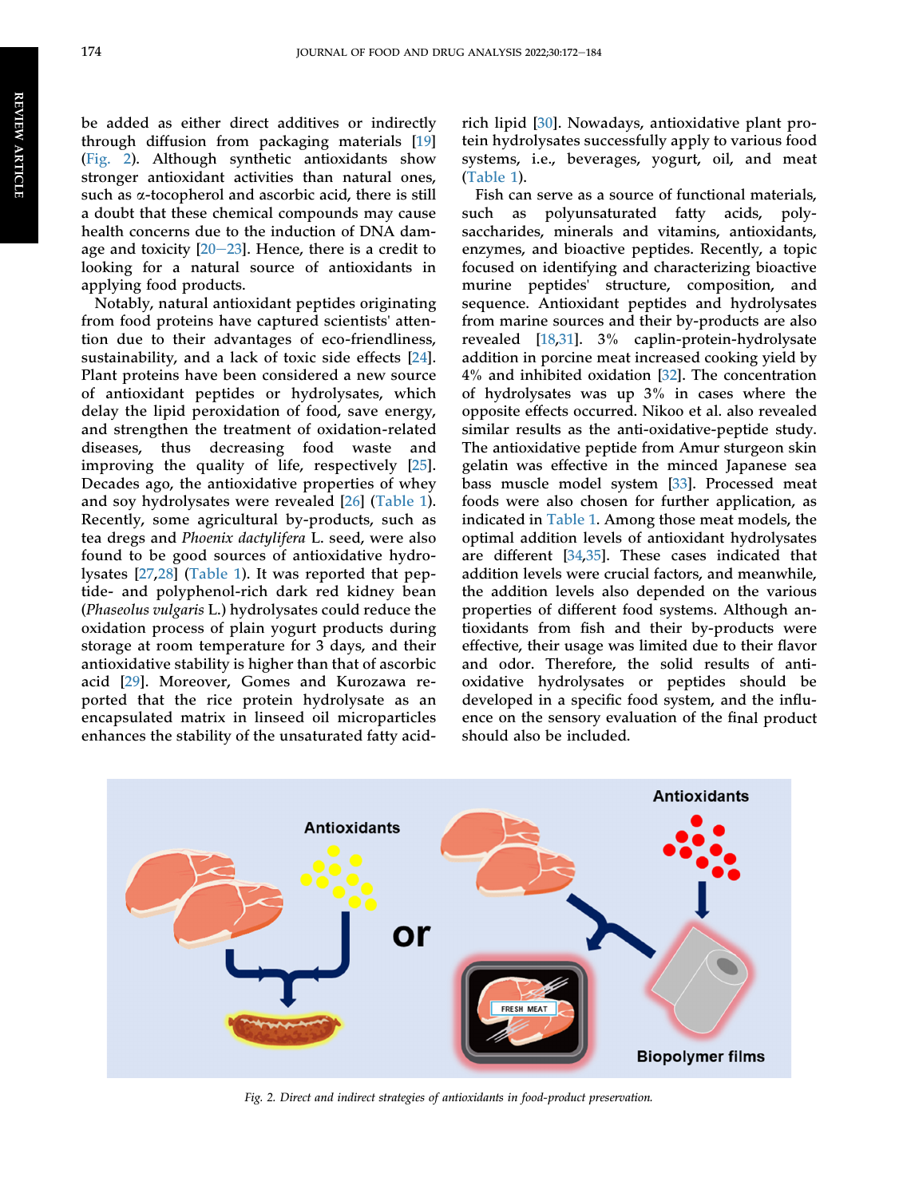be added as either direct additives or indirectly through diffusion from packaging materials [19] (Fig. 2). Although synthetic antioxidants show stronger antioxidant activities than natural ones, such as α-tocopherol and ascorbic acid, there is still a doubt that these chemical compounds may cause health concerns due to the induction of DNA damage and toxicity [20–23]. Hence, there is a credit to looking for a natural source of antioxidants in applying food products.

Notably, natural antioxidant peptides originating from food proteins have captured scientists' attention due to their advantages of eco-friendliness, sustainability, and a lack of toxic side effects [24]. Plant proteins have been considered a new source of antioxidant peptides or hydrolysates, which delay the lipid peroxidation of food, save energy, and strengthen the treatment of oxidation-related diseases, thus decreasing food waste and improving the quality of life, respectively [25]. Decades ago, the antioxidative properties of whey and soy hydrolysates were revealed [26] (Table 1). Recently, some agricultural by-products, such as tea dregs and *Phoenix dactylifera* L. seed, were also found to be good sources of antioxidative hydrolysates [27,28] (Table 1). It was reported that peptide- and polyphenol-rich dark red kidney bean (*Phaseolus vulgaris* L.) hydrolysates could reduce the oxidation process of plain yogurt products during storage at room temperature for 3 days, and their antioxidative stability is higher than that of ascorbic acid [29]. Moreover, Gomes and Kurozawa reported that the rice protein hydrolysate as an encapsulated matrix in linseed oil microparticles enhances the stability of the unsaturated fatty acid-rich lipid [30]. Nowadays, antioxidative plant protein hydrolysates successfully apply to various food systems, i.e., beverages, yogurt, oil, and meat (Table 1).

Fish can serve as a source of functional materials, such as polyunsaturated fatty acids, polysaccharides, minerals and vitamins, antioxidants, enzymes, and bioactive peptides. Recently, a topic focused on identifying and characterizing bioactive murine peptides' structure, composition, and sequence. Antioxidant peptides and hydrolysates from marine sources and their by-products are also revealed [18,31]. 3% caplin-protein-hydrolysate addition in porcine meat increased cooking yield by 4% and inhibited oxidation [32]. The concentration of hydrolysates was up 3% in cases where the opposite effects occurred. Nikoo et al. also revealed similar results as the anti-oxidative-peptide study. The antioxidative peptide from Amur sturgeon skin gelatin was effective in the minced Japanese sea bass muscle model system [33]. Processed meat foods were also chosen for further application, as indicated in Table 1. Among those meat models, the optimal addition levels of antioxidant hydrolysates are different [34,35]. These cases indicated that addition levels were crucial factors, and meanwhile, the addition levels also depended on the various properties of different food systems. Although antioxidants from fish and their by-products were effective, their usage was limited due to their flavor and odor. Therefore, the solid results of antioxidative hydrolysates or peptides should be developed in a specific food system, and the influence on the sensory evaluation of the final product should also be included.

*Fig. 2. Direct and indirect strategies of antioxidants in food-product preservation.*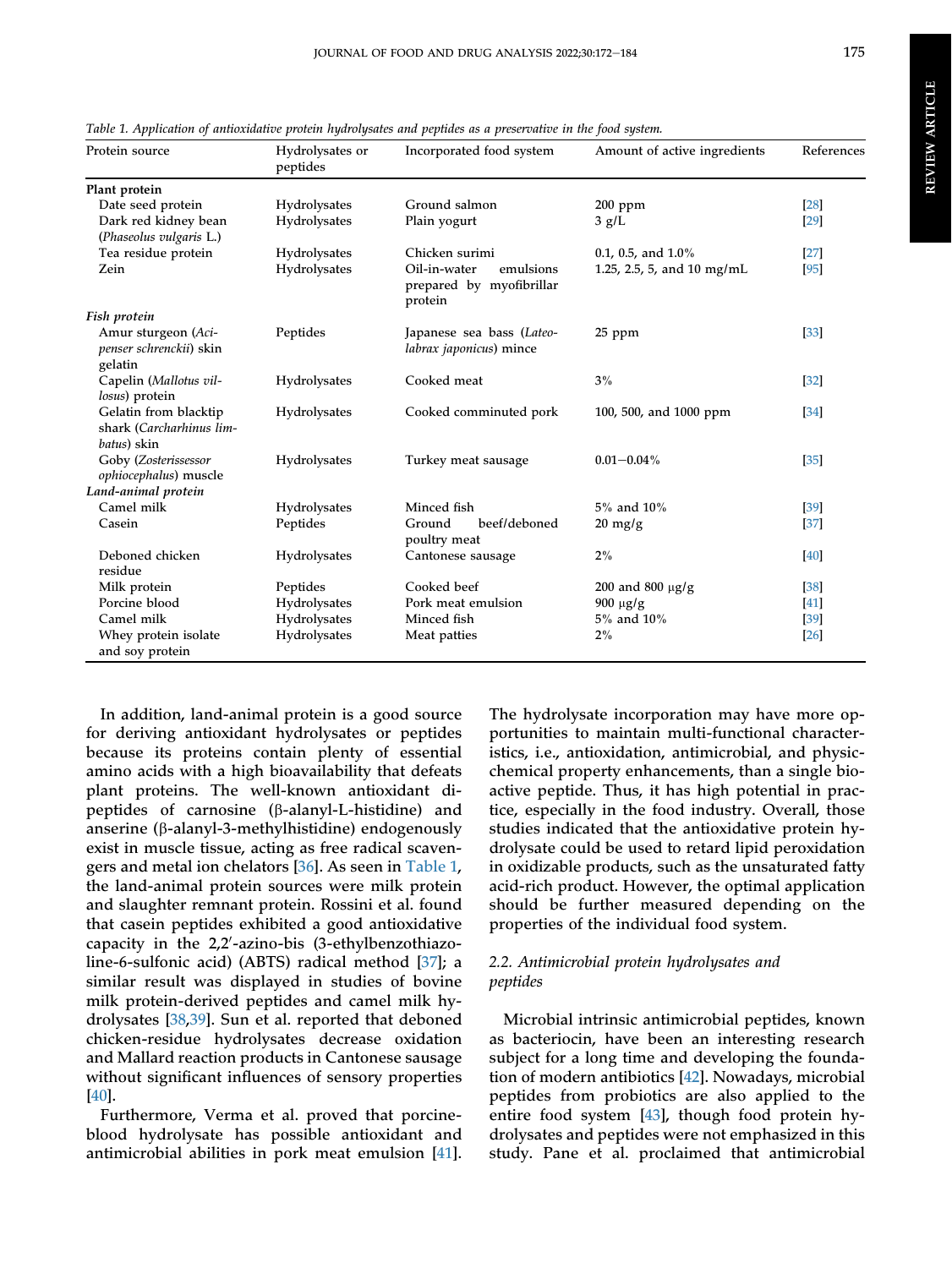Table 1. Application of antioxidative protein hydrolysates and peptides as a preservative in the food system.

| Protein source | Hydrolysates or peptides | Incorporated food system | Amount of active ingredients | References |
|---|---|---|---|---|
| **Plant protein** | | | | |
| Date seed protein | Hydrolysates | Ground salmon | 200 ppm | [28] |
| Dark red kidney bean (*Phaseolus vulgaris* L.) | Hydrolysates | Plain yogurt | 3 g/L | [29] |
| Tea residue protein | Hydrolysates | Chicken surimi | 0.1, 0.5, and 1.0% | [27] |
| Zein | Hydrolysates | Oil-in-water emulsions prepared by myofibrillar protein | 1.25, 2.5, 5, and 10 mg/mL | [95] |
| ***Fish protein*** | | | | |
| Amur sturgeon (*Acipenser schrenckii*) skin gelatin | Peptides | Japanese sea bass (*Lateolabrax japonicus*) mince | 25 ppm | [33] |
| Capelin (*Mallotus villosus*) protein | Hydrolysates | Cooked meat | 3% | [32] |
| Gelatin from blacktip shark (*Carcharhinus limbatus*) skin | Hydrolysates | Cooked comminuted pork | 100, 500, and 1000 ppm | [34] |
| Goby (*Zosterissessor ophiocephalus*) muscle | Hydrolysates | Turkey meat sausage | 0.01–0.04% | [35] |
| ***Land-animal protein*** | | | | |
| Camel milk | Hydrolysates | Minced fish | 5% and 10% | [39] |
| Casein | Peptides | Ground beef/deboned poultry meat | 20 mg/g | [37] |
| Deboned chicken residue | Hydrolysates | Cantonese sausage | 2% | [40] |
| Milk protein | Peptides | Cooked beef | 200 and 800 μg/g | [38] |
| Porcine blood | Hydrolysates | Pork meat emulsion | 900 μg/g | [41] |
| Camel milk | Hydrolysates | Minced fish | 5% and 10% | [39] |
| Whey protein isolate and soy protein | Hydrolysates | Meat patties | 2% | [26] |

In addition, land-animal protein is a good source for deriving antioxidant hydrolysates or peptides because its proteins contain plenty of essential amino acids with a high bioavailability that defeats plant proteins. The well-known antioxidant dipeptides of carnosine (β-alanyl-L-histidine) and anserine (β-alanyl-3-methylhistidine) endogenously exist in muscle tissue, acting as free radical scavengers and metal ion chelators [36]. As seen in Table 1, the land-animal protein sources were milk protein and slaughter remnant protein. Rossini et al. found that casein peptides exhibited a good antioxidative capacity in the 2,2′-azino-bis (3-ethylbenzothiazoline-6-sulfonic acid) (ABTS) radical method [37]; a similar result was displayed in studies of bovine milk protein-derived peptides and camel milk hydrolysates [38,39]. Sun et al. reported that deboned chicken-residue hydrolysates decrease oxidation and Mallard reaction products in Cantonese sausage without significant influences of sensory properties [40].

Furthermore, Verma et al. proved that porcine-blood hydrolysate has possible antioxidant and antimicrobial abilities in pork meat emulsion [41]. The hydrolysate incorporation may have more opportunities to maintain multi-functional characteristics, i.e., antioxidation, antimicrobial, and physic-chemical property enhancements, than a single bioactive peptide. Thus, it has high potential in practice, especially in the food industry. Overall, those studies indicated that the antioxidative protein hydrolysate could be used to retard lipid peroxidation in oxidizable products, such as the unsaturated fatty acid-rich product. However, the optimal application should be further measured depending on the properties of the individual food system.

### 2.2. Antimicrobial protein hydrolysates and peptides

Microbial intrinsic antimicrobial peptides, known as bacteriocin, have been an interesting research subject for a long time and developing the foundation of modern antibiotics [42]. Nowadays, microbial peptides from probiotics are also applied to the entire food system [43], though food protein hydrolysates and peptides were not emphasized in this study. Pane et al. proclaimed that antimicrobial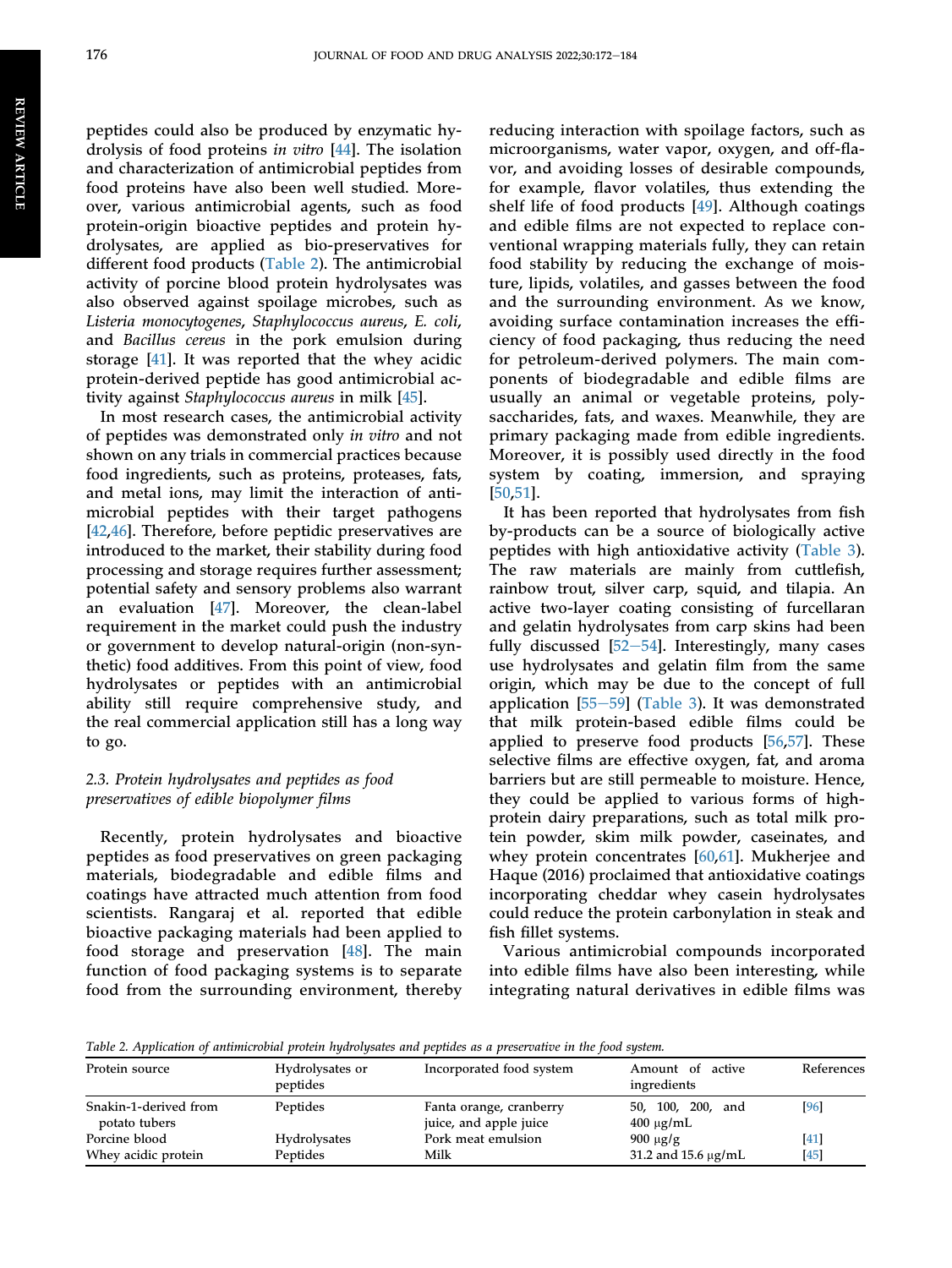peptides could also be produced by enzymatic hydrolysis of food proteins *in vitro* [44]. The isolation and characterization of antimicrobial peptides from food proteins have also been well studied. Moreover, various antimicrobial agents, such as food protein-origin bioactive peptides and protein hydrolysates, are applied as bio-preservatives for different food products (Table 2). The antimicrobial activity of porcine blood protein hydrolysates was also observed against spoilage microbes, such as *Listeria monocytogenes*, *Staphylococcus aureus*, *E. coli*, and *Bacillus cereus* in the pork emulsion during storage [41]. It was reported that the whey acidic protein-derived peptide has good antimicrobial activity against *Staphylococcus aureus* in milk [45].

In most research cases, the antimicrobial activity of peptides was demonstrated only *in vitro* and not shown on any trials in commercial practices because food ingredients, such as proteins, proteases, fats, and metal ions, may limit the interaction of antimicrobial peptides with their target pathogens [42,46]. Therefore, before peptidic preservatives are introduced to the market, their stability during food processing and storage requires further assessment; potential safety and sensory problems also warrant an evaluation [47]. Moreover, the clean-label requirement in the market could push the industry or government to develop natural-origin (non-synthetic) food additives. From this point of view, food hydrolysates or peptides with an antimicrobial ability still require comprehensive study, and the real commercial application still has a long way to go.

### 2.3. Protein hydrolysates and peptides as food preservatives of edible biopolymer films

Recently, protein hydrolysates and bioactive peptides as food preservatives on green packaging materials, biodegradable and edible films and coatings have attracted much attention from food scientists. Rangaraj et al. reported that edible bioactive packaging materials had been applied to food storage and preservation [48]. The main function of food packaging systems is to separate food from the surrounding environment, thereby reducing interaction with spoilage factors, such as microorganisms, water vapor, oxygen, and off-flavor, and avoiding losses of desirable compounds, for example, flavor volatiles, thus extending the shelf life of food products [49]. Although coatings and edible films are not expected to replace conventional wrapping materials fully, they can retain food stability by reducing the exchange of moisture, lipids, volatiles, and gasses between the food and the surrounding environment. As we know, avoiding surface contamination increases the efficiency of food packaging, thus reducing the need for petroleum-derived polymers. The main components of biodegradable and edible films are usually an animal or vegetable proteins, polysaccharides, fats, and waxes. Meanwhile, they are primary packaging made from edible ingredients. Moreover, it is possibly used directly in the food system by coating, immersion, and spraying [50,51].

It has been reported that hydrolysates from fish by-products can be a source of biologically active peptides with high antioxidative activity (Table 3). The raw materials are mainly from cuttlefish, rainbow trout, silver carp, squid, and tilapia. An active two-layer coating consisting of furcellaran and gelatin hydrolysates from carp skins had been fully discussed [52–54]. Interestingly, many cases use hydrolysates and gelatin film from the same origin, which may be due to the concept of full application [55–59] (Table 3). It was demonstrated that milk protein-based edible films could be applied to preserve food products [56,57]. These selective films are effective oxygen, fat, and aroma barriers but are still permeable to moisture. Hence, they could be applied to various forms of high-protein dairy preparations, such as total milk protein powder, skim milk powder, caseinates, and whey protein concentrates [60,61]. Mukherjee and Haque (2016) proclaimed that antioxidative coatings incorporating cheddar whey casein hydrolysates could reduce the protein carbonylation in steak and fish fillet systems.

Various antimicrobial compounds incorporated into edible films have also been interesting, while integrating natural derivatives in edible films was

*Table 2. Application of antimicrobial protein hydrolysates and peptides as a preservative in the food system.*

| Protein source | Hydrolysates or peptides | Incorporated food system | Amount of active ingredients | References |
| --- | --- | --- | --- | --- |
| Snakin-1-derived from potato tubers | Peptides | Fanta orange, cranberry juice, and apple juice | 50, 100, 200, and 400 μg/mL | [96] |
| Porcine blood | Hydrolysates | Pork meat emulsion | 900 μg/g | [41] |
| Whey acidic protein | Peptides | Milk | 31.2 and 15.6 μg/mL | [45] |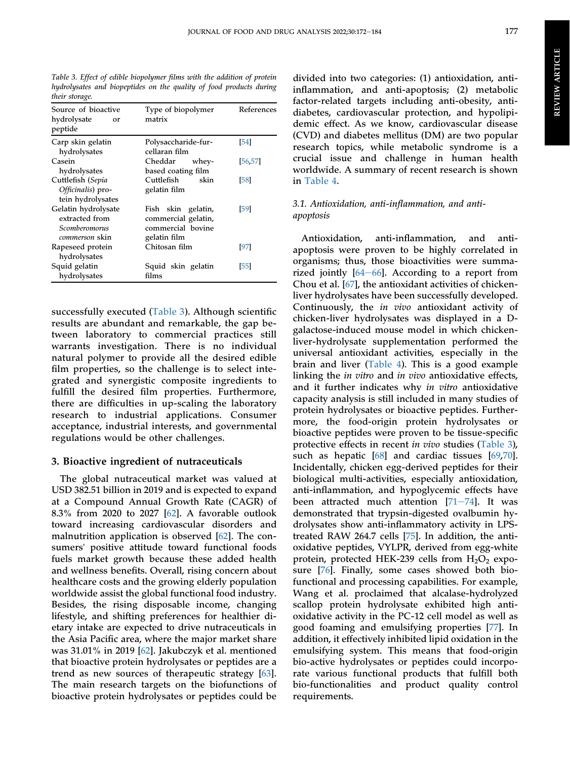Table 3. Effect of edible biopolymer films with the addition of protein hydrolysates and biopeptides on the quality of food products during their storage.

| Source of bioactive hydrolysate or peptide | Type of biopolymer matrix | References |
| --- | --- | --- |
| Carp skin gelatin hydrolysates | Polysaccharide-furcellaran film | [54] |
| Casein hydrolysates | Cheddar whey-based coating film | [56,57] |
| Cuttlefish (*Sepia Officinalis*) protein hydrolysates | Cuttlefish skin gelatin film | [58] |
| Gelatin hydrolysate extracted from *Scomberomorus commerson* skin | Fish skin gelatin, commercial gelatin, commercial bovine gelatin film | [59] |
| Rapeseed protein hydrolysates | Chitosan film | [97] |
| Squid gelatin hydrolysates | Squid skin gelatin films | [55] |

successfully executed (Table 3). Although scientific results are abundant and remarkable, the gap between laboratory to commercial practices still warrants investigation. There is no individual natural polymer to provide all the desired edible film properties, so the challenge is to select integrated and synergistic composite ingredients to fulfill the desired film properties. Furthermore, there are difficulties in up-scaling the laboratory research to industrial applications. Consumer acceptance, industrial interests, and governmental regulations would be other challenges.

## 3. Bioactive ingredient of nutraceuticals

The global nutraceutical market was valued at USD 382.51 billion in 2019 and is expected to expand at a Compound Annual Growth Rate (CAGR) of 8.3% from 2020 to 2027 [62]. A favorable outlook toward increasing cardiovascular disorders and malnutrition application is observed [62]. The consumers' positive attitude toward functional foods fuels market growth because these added health and wellness benefits. Overall, rising concern about healthcare costs and the growing elderly population worldwide assist the global functional food industry. Besides, the rising disposable income, changing lifestyle, and shifting preferences for healthier dietary intake are expected to drive nutraceuticals in the Asia Pacific area, where the major market share was 31.01% in 2019 [62]. Jakubczyk et al. mentioned that bioactive protein hydrolysates or peptides are a trend as new sources of therapeutic strategy [63]. The main research targets on the biofunctions of bioactive protein hydrolysates or peptides could be divided into two categories: (1) antioxidation, anti-inflammation, and anti-apoptosis; (2) metabolic factor-related targets including anti-obesity, anti-diabetes, cardiovascular protection, and hypolipidemic effect. As we know, cardiovascular disease (CVD) and diabetes mellitus (DM) are two popular research topics, while metabolic syndrome is a crucial issue and challenge in human health worldwide. A summary of recent research is shown in Table 4.

### 3.1. Antioxidation, anti-inflammation, and anti-apoptosis

Antioxidation, anti-inflammation, and anti-apoptosis were proven to be highly correlated in organisms; thus, those bioactivities were summarized jointly [64–66]. According to a report from Chou et al. [67], the antioxidant activities of chicken-liver hydrolysates have been successfully developed. Continuously, the *in vivo* antioxidant activity of chicken-liver hydrolysates was displayed in a D-galactose-induced mouse model in which chicken-liver-hydrolysate supplementation performed the universal antioxidant activities, especially in the brain and liver (Table 4). This is a good example linking the *in vitro* and *in vivo* antioxidative effects, and it further indicates why *in vitro* antioxidative capacity analysis is still included in many studies of protein hydrolysates or bioactive peptides. Furthermore, the food-origin protein hydrolysates or bioactive peptides were proven to be tissue-specific protective effects in recent *in vivo* studies (Table 3), such as hepatic [68] and cardiac tissues [69,70]. Incidentally, chicken egg-derived peptides for their biological multi-activities, especially antioxidation, anti-inflammation, and hypoglycemic effects have been attracted much attention [71–74]. It was demonstrated that trypsin-digested ovalbumin hydrolysates show anti-inflammatory activity in LPS-treated RAW 264.7 cells [75]. In addition, the anti-oxidative peptides, VYLPR, derived from egg-white protein, protected HEK-239 cells from $H_2O_2$ exposure [76]. Finally, some cases showed both bio-functional and processing capabilities. For example, Wang et al. proclaimed that alcalase-hydrolyzed scallop protein hydrolysate exhibited high anti-oxidative activity in the PC-12 cell model as well as good foaming and emulsifying properties [77]. In addition, it effectively inhibited lipid oxidation in the emulsifying system. This means that food-origin bio-active hydrolysates or peptides could incorporate various functional products that fulfill both bio-functionalities and product quality control requirements.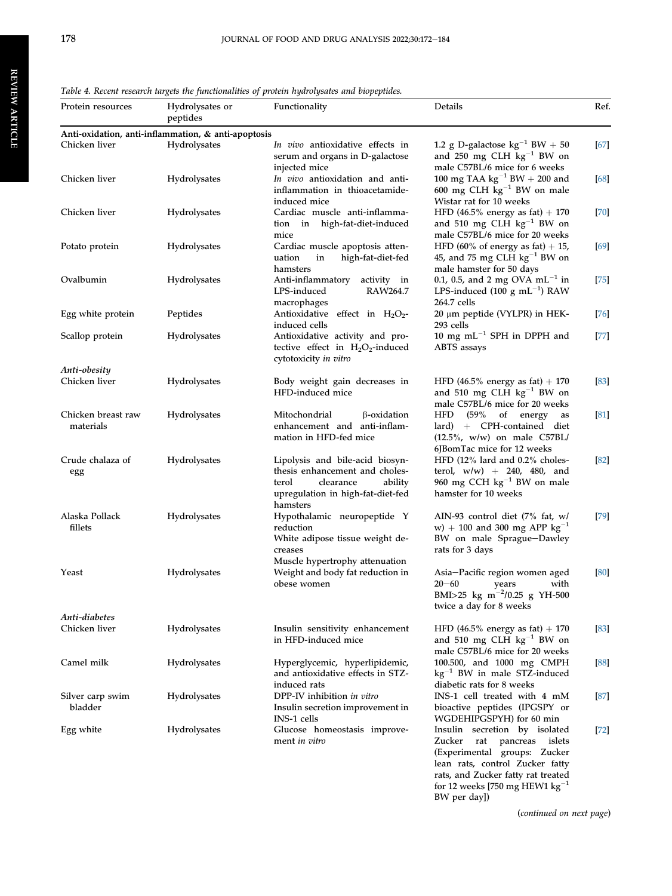Table 4. Recent research targets the functionalities of protein hydrolysates and biopeptides.

| Protein resources | Hydrolysates or peptides | Functionality | Details | Ref. |
|---|---|---|---|---|
| **Anti-oxidation, anti-inflammation, & anti-apoptosis** | | | | |
| Chicken liver | Hydrolysates | *In vivo* antioxidative effects in serum and organs in D-galactose injected mice | 1.2 g D-galactose $kg^{-1}$ BW + 50 and 250 mg CLH $kg^{-1}$ BW on male C57BL/6 mice for 6 weeks | [67] |
| Chicken liver | Hydrolysates | *In vivo* antioxidation and anti-inflammation in thioacetamide-induced mice | 100 mg TAA $kg^{-1}$ BW + 200 and 600 mg CLH $kg^{-1}$ BW on male Wistar rat for 10 weeks | [68] |
| Chicken liver | Hydrolysates | Cardiac muscle anti-inflammation in high-fat-diet-induced mice | HFD (46.5% energy as fat) + 170 and 510 mg CLH $kg^{-1}$ BW on male C57BL/6 mice for 20 weeks | [70] |
| Potato protein | Hydrolysates | Cardiac muscle apoptosis attenuation in high-fat-diet-fed hamsters | HFD (60% of energy as fat) + 15, 45, and 75 mg CLH $kg^{-1}$ BW on male hamster for 50 days | [69] |
| Ovalbumin | Hydrolysates | Anti-inflammatory activity in LPS-induced RAW264.7 macrophages | 0.1, 0.5, and 2 mg OVA $mL^{-1}$ in LPS-induced (100 g $mL^{-1}$) RAW 264.7 cells | [75] |
| Egg white protein | Peptides | Antioxidative effect in $H_2O_2$-induced cells | 20 μm peptide (VYLPR) in HEK-293 cells | [76] |
| Scallop protein | Hydrolysates | Antioxidative activity and protective effect in $H_2O_2$-induced cytotoxicity *in vitro* | 10 mg $mL^{-1}$ SPH in DPPH and ABTS assays | [77] |
| *Anti-obesity* | | | | |
| Chicken liver | Hydrolysates | Body weight gain decreases in HFD-induced mice | HFD (46.5% energy as fat) + 170 and 510 mg CLH $kg^{-1}$ BW on male C57BL/6 mice for 20 weeks | [83] |
| Chicken breast raw materials | Hydrolysates | Mitochondrial β-oxidation enhancement and anti-inflammation in HFD-fed mice | HFD (59% of energy as lard) + CPH-contained diet (12.5%, w/w) on male C57BL/6JBomTac mice for 12 weeks | [81] |
| Crude chalaza of egg | Hydrolysates | Lipolysis and bile-acid biosynthesis enhancement and cholesterol clearance ability upregulation in high-fat-diet-fed hamsters | HFD (12% lard and 0.2% cholesterol, w/w) + 240, 480, and 960 mg CCH $kg^{-1}$ BW on male hamster for 10 weeks | [82] |
| Alaska Pollack fillets | Hydrolysates | Hypothalamic neuropeptide Y reduction<br>White adipose tissue weight decreases<br>Muscle hypertrophy attenuation | AIN-93 control diet (7% fat, w/w) + 100 and 300 mg APP $kg^{-1}$ BW on male Sprague–Dawley rats for 3 days | [79] |
| Yeast | Hydrolysates | Weight and body fat reduction in obese women | Asia–Pacific region women aged 20–60 years with BMI>25 kg $m^{-2}$/0.25 g YH-500 twice a day for 8 weeks | [80] |
| *Anti-diabetes* | | | | |
| Chicken liver | Hydrolysates | Insulin sensitivity enhancement in HFD-induced mice | HFD (46.5% energy as fat) + 170 and 510 mg CLH $kg^{-1}$ BW on male C57BL/6 mice for 20 weeks | [83] |
| Camel milk | Hydrolysates | Hyperglycemic, hyperlipidemic, and antioxidative effects in STZ-induced rats | 100.500, and 1000 mg CMPH $kg^{-1}$ BW in male STZ-induced diabetic rats for 8 weeks | [88] |
| Silver carp swim bladder | Hydrolysates | DPP-IV inhibition *in vitro*<br>Insulin secretion improvement in INS-1 cells | INS-1 cell treated with 4 mM bioactive peptides (IPGSPY or WGDEHIPGSPYH) for 60 min | [87] |
| Egg white | Hydrolysates | Glucose homeostasis improvement *in vitro* | Insulin secretion by isolated Zucker rat pancreas islets (Experimental groups: Zucker lean rats, control Zucker fatty rats, and Zucker fatty rat treated for 12 weeks [750 mg HEW1 $kg^{-1}$ BW per day]) | [72] |

(*continued on next page*)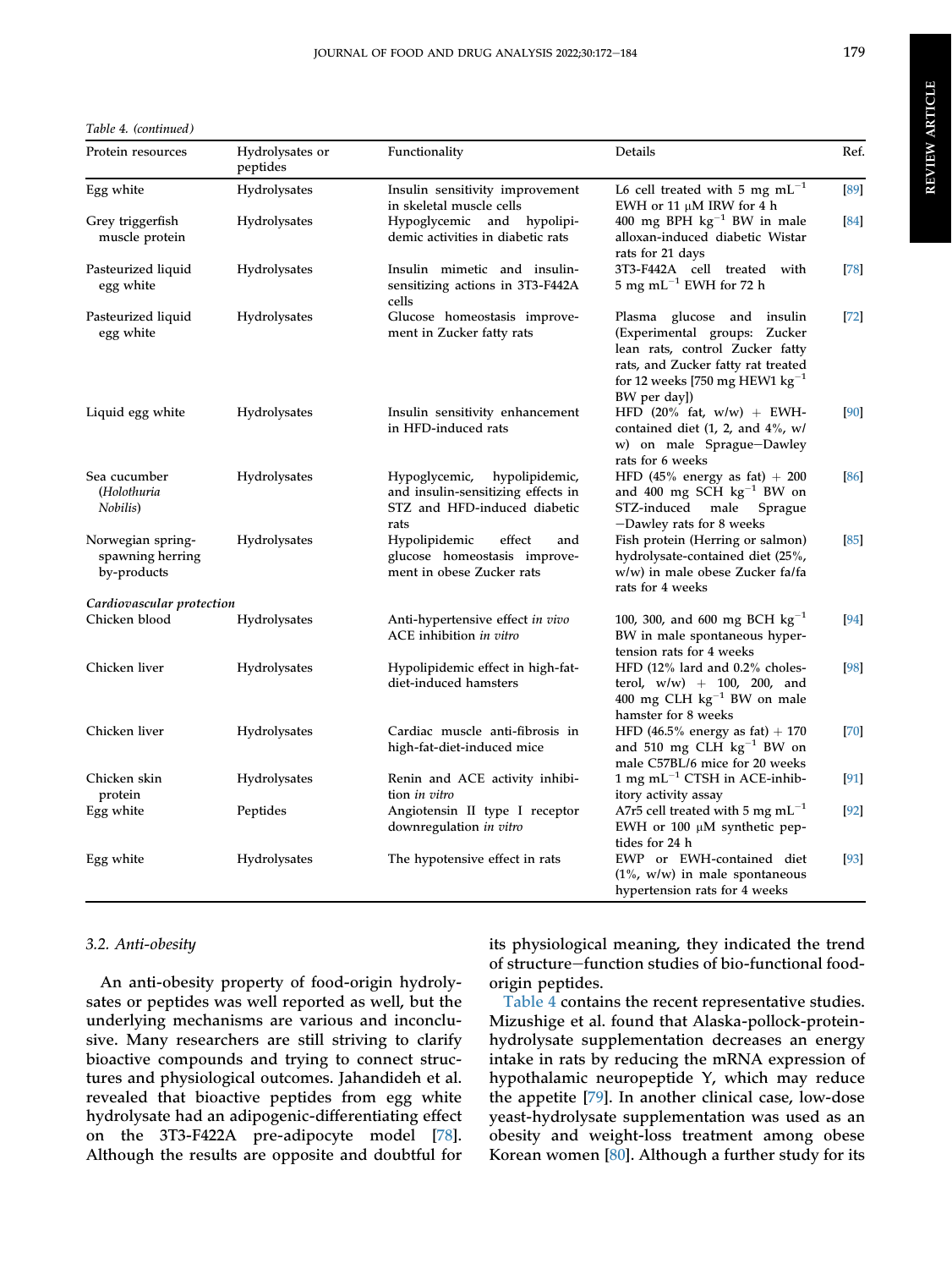Table 4. *(continued)*

| Protein resources | Hydrolysates or peptides | Functionality | Details | Ref. |
| --- | --- | --- | --- | --- |
| Egg white | Hydrolysates | Insulin sensitivity improvement in skeletal muscle cells | L6 cell treated with 5 mg $mL^{-1}$ EWH or 11 μM IRW for 4 h | [89] |
| Grey triggerfish muscle protein | Hydrolysates | Hypoglycemic and hypolipidemic activities in diabetic rats | 400 mg BPH $kg^{-1}$ BW in male alloxan-induced diabetic Wistar rats for 21 days | [84] |
| Pasteurized liquid egg white | Hydrolysates | Insulin mimetic and insulin-sensitizing actions in 3T3-F442A cells | 3T3-F442A cell treated with 5 mg $mL^{-1}$ EWH for 72 h | [78] |
| Pasteurized liquid egg white | Hydrolysates | Glucose homeostasis improvement in Zucker fatty rats | Plasma glucose and insulin (Experimental groups: Zucker lean rats, control Zucker fatty rats, and Zucker fatty rat treated for 12 weeks [750 mg HEW1 $kg^{-1}$ BW per day]) | [72] |
| Liquid egg white | Hydrolysates | Insulin sensitivity enhancement in HFD-induced rats | HFD (20% fat, w/w) + EWH-contained diet (1, 2, and 4%, w/w) on male Sprague−Dawley rats for 6 weeks | [90] |
| Sea cucumber (*Holothuria Nobilis*) | Hydrolysates | Hypoglycemic, hypolipidemic, and insulin-sensitizing effects in STZ and HFD-induced diabetic rats | HFD (45% energy as fat) + 200 and 400 mg SCH $kg^{-1}$ BW on STZ-induced male Sprague−Dawley rats for 8 weeks | [86] |
| Norwegian spring-spawning herring by-products | Hydrolysates | Hypolipidemic effect and glucose homeostasis improvement in obese Zucker rats | Fish protein (Herring or salmon) hydrolysate-contained diet (25%, w/w) in male obese Zucker fa/fa rats for 4 weeks | [85] |
| *Cardiovascular protection* | | | | |
| Chicken blood | Hydrolysates | Anti-hypertensive effect *in vivo* ACE inhibition *in vitro* | 100, 300, and 600 mg BCH $kg^{-1}$ BW in male spontaneous hypertension rats for 4 weeks | [94] |
| Chicken liver | Hydrolysates | Hypolipidemic effect in high-fat-diet-induced hamsters | HFD (12% lard and 0.2% cholesterol, w/w) + 100, 200, and 400 mg CLH $kg^{-1}$ BW on male hamster for 8 weeks | [98] |
| Chicken liver | Hydrolysates | Cardiac muscle anti-fibrosis in high-fat-diet-induced mice | HFD (46.5% energy as fat) + 170 and 510 mg CLH $kg^{-1}$ BW on male C57BL/6 mice for 20 weeks | [70] |
| Chicken skin protein | Hydrolysates | Renin and ACE activity inhibition *in vitro* | 1 mg $mL^{-1}$ CTSH in ACE-inhibitory activity assay | [91] |
| Egg white | Peptides | Angiotensin II type I receptor downregulation *in vitro* | A7r5 cell treated with 5 mg $mL^{-1}$ EWH or 100 μM synthetic peptides for 24 h | [92] |
| Egg white | Hydrolysates | The hypotensive effect in rats | EWP or EWH-contained diet (1%, w/w) in male spontaneous hypertension rats for 4 weeks | [93] |

### 3.2. Anti-obesity

An anti-obesity property of food-origin hydrolysates or peptides was well reported as well, but the underlying mechanisms are various and inconclusive. Many researchers are still striving to clarify bioactive compounds and trying to connect structures and physiological outcomes. Jahandideh et al. revealed that bioactive peptides from egg white hydrolysate had an adipogenic-differentiating effect on the 3T3-F422A pre-adipocyte model [78]. Although the results are opposite and doubtful for its physiological meaning, they indicated the trend of structure−function studies of bio-functional food-origin peptides.

Table 4 contains the recent representative studies. Mizushige et al. found that Alaska-pollock-protein-hydrolysate supplementation decreases an energy intake in rats by reducing the mRNA expression of hypothalamic neuropeptide Y, which may reduce the appetite [79]. In another clinical case, low-dose yeast-hydrolysate supplementation was used as an obesity and weight-loss treatment among obese Korean women [80]. Although a further study for its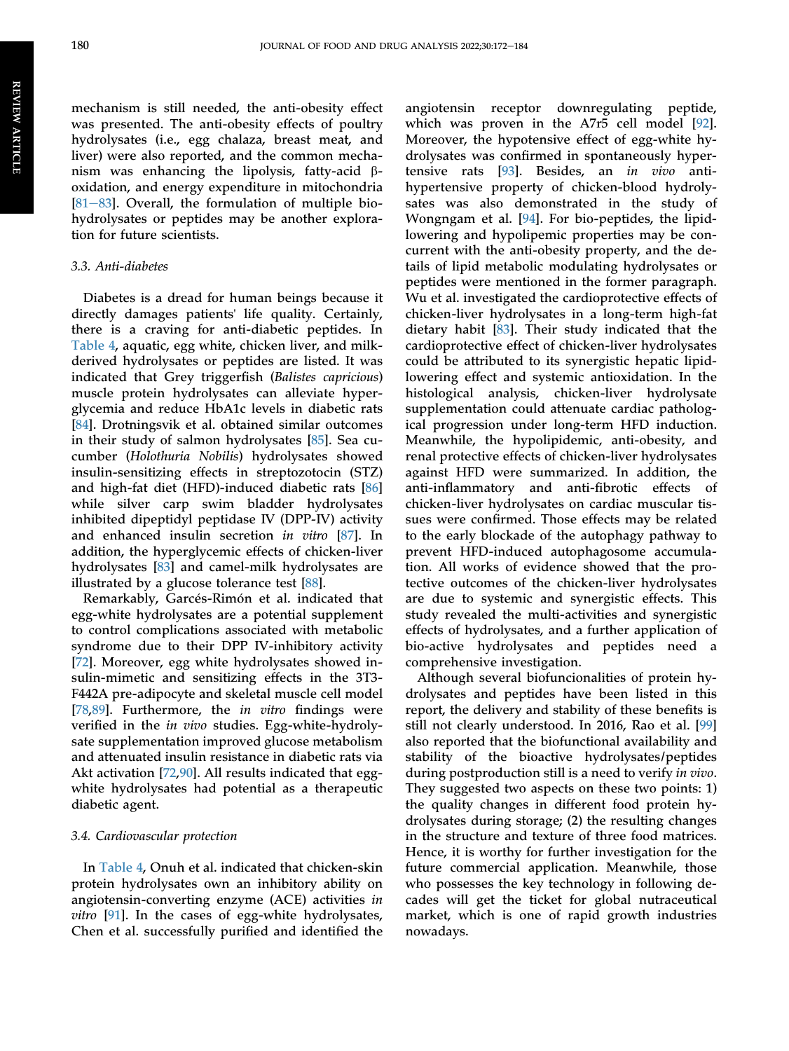mechanism is still needed, the anti-obesity effect was presented. The anti-obesity effects of poultry hydrolysates (i.e., egg chalaza, breast meat, and liver) were also reported, and the common mechanism was enhancing the lipolysis, fatty-acid β-oxidation, and energy expenditure in mitochondria [81–83]. Overall, the formulation of multiple bio-hydrolysates or peptides may be another exploration for future scientists.

### 3.3. Anti-diabetes

Diabetes is a dread for human beings because it directly damages patients' life quality. Certainly, there is a craving for anti-diabetic peptides. In Table 4, aquatic, egg white, chicken liver, and milk-derived hydrolysates or peptides are listed. It was indicated that Grey triggerfish (*Balistes capricious*) muscle protein hydrolysates can alleviate hyperglycemia and reduce HbA1c levels in diabetic rats [84]. Drotningsvik et al. obtained similar outcomes in their study of salmon hydrolysates [85]. Sea cucumber (*Holothuria Nobilis*) hydrolysates showed insulin-sensitizing effects in streptozotocin (STZ) and high-fat diet (HFD)-induced diabetic rats [86] while silver carp swim bladder hydrolysates inhibited dipeptidyl peptidase IV (DPP-IV) activity and enhanced insulin secretion *in vitro* [87]. In addition, the hyperglycemic effects of chicken-liver hydrolysates [83] and camel-milk hydrolysates are illustrated by a glucose tolerance test [88].

Remarkably, Garcés-Rimón et al. indicated that egg-white hydrolysates are a potential supplement to control complications associated with metabolic syndrome due to their DPP IV-inhibitory activity [72]. Moreover, egg white hydrolysates showed insulin-mimetic and sensitizing effects in the 3T3-F442A pre-adipocyte and skeletal muscle cell model [78,89]. Furthermore, the *in vitro* findings were verified in the *in vivo* studies. Egg-white-hydrolysate supplementation improved glucose metabolism and attenuated insulin resistance in diabetic rats via Akt activation [72,90]. All results indicated that egg-white hydrolysates had potential as a therapeutic diabetic agent.

### 3.4. Cardiovascular protection

In Table 4, Onuh et al. indicated that chicken-skin protein hydrolysates own an inhibitory ability on angiotensin-converting enzyme (ACE) activities *in vitro* [91]. In the cases of egg-white hydrolysates, Chen et al. successfully purified and identified the angiotensin receptor downregulating peptide, which was proven in the A7r5 cell model [92]. Moreover, the hypotensive effect of egg-white hydrolysates was confirmed in spontaneously hypertensive rats [93]. Besides, an *in vivo* anti-hypertensive property of chicken-blood hydrolysates was also demonstrated in the study of Wongngam et al. [94]. For bio-peptides, the lipid-lowering and hypolipemic properties may be concurrent with the anti-obesity property, and the details of lipid metabolic modulating hydrolysates or peptides were mentioned in the former paragraph. Wu et al. investigated the cardioprotective effects of chicken-liver hydrolysates in a long-term high-fat dietary habit [83]. Their study indicated that the cardioprotective effect of chicken-liver hydrolysates could be attributed to its synergistic hepatic lipid-lowering effect and systemic antioxidation. In the histological analysis, chicken-liver hydrolysate supplementation could attenuate cardiac pathological progression under long-term HFD induction. Meanwhile, the hypolipidemic, anti-obesity, and renal protective effects of chicken-liver hydrolysates against HFD were summarized. In addition, the anti-inflammatory and anti-fibrotic effects of chicken-liver hydrolysates on cardiac muscular tissues were confirmed. Those effects may be related to the early blockade of the autophagy pathway to prevent HFD-induced autophagosome accumulation. All works of evidence showed that the protective outcomes of the chicken-liver hydrolysates are due to systemic and synergistic effects. This study revealed the multi-activities and synergistic effects of hydrolysates, and a further application of bio-active hydrolysates and peptides need a comprehensive investigation.

Although several biofuncionalities of protein hydrolysates and peptides have been listed in this report, the delivery and stability of these benefits is still not clearly understood. In 2016, Rao et al. [99] also reported that the biofunctional availability and stability of the bioactive hydrolysates/peptides during postproduction still is a need to verify *in vivo*. They suggested two aspects on these two points: 1) the quality changes in different food protein hydrolysates during storage; (2) the resulting changes in the structure and texture of three food matrices. Hence, it is worthy for further investigation for the future commercial application. Meanwhile, those who possesses the key technology in following decades will get the ticket for global nutraceutical market, which is one of rapid growth industries nowadays.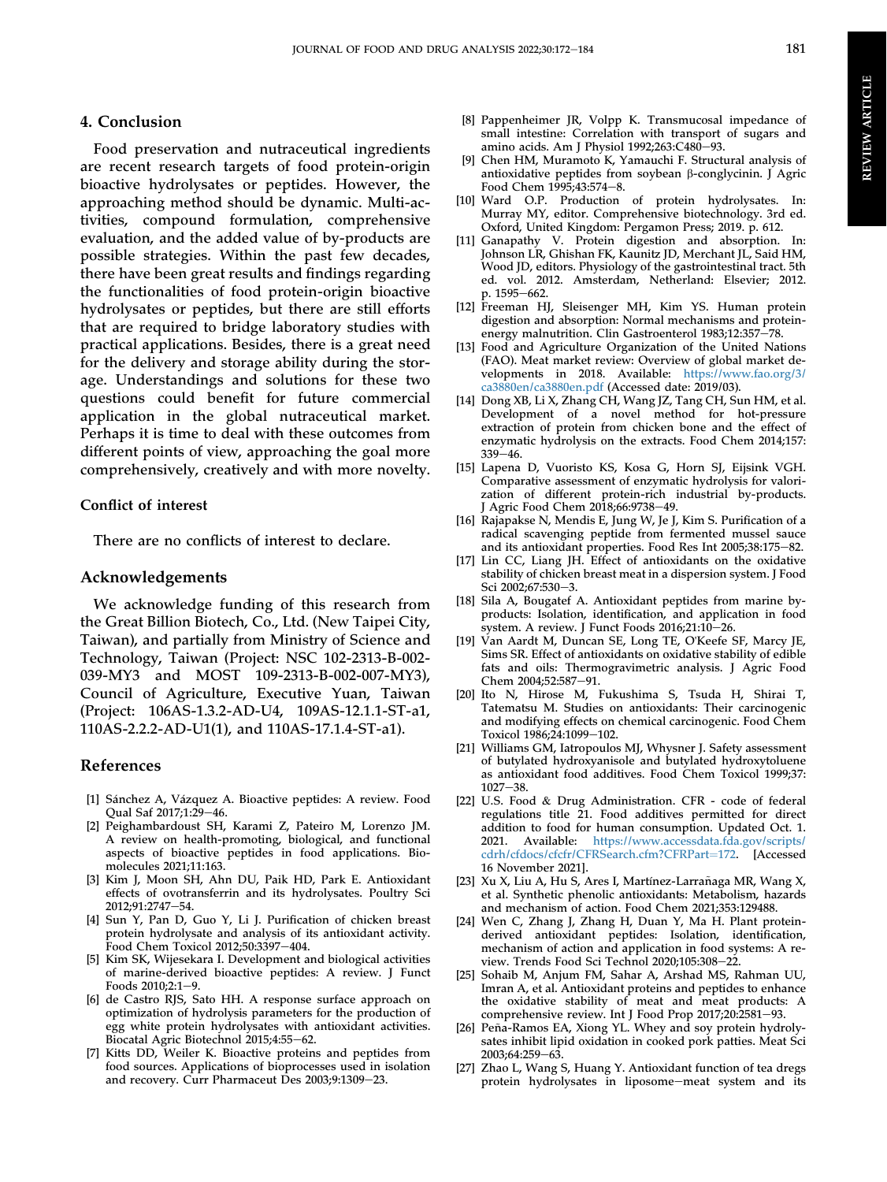## 4. Conclusion

Food preservation and nutraceutical ingredients are recent research targets of food protein-origin bioactive hydrolysates or peptides. However, the approaching method should be dynamic. Multi-activities, compound formulation, comprehensive evaluation, and the added value of by-products are possible strategies. Within the past few decades, there have been great results and findings regarding the functionalities of food protein-origin bioactive hydrolysates or peptides, but there are still efforts that are required to bridge laboratory studies with practical applications. Besides, there is a great need for the delivery and storage ability during the storage. Understandings and solutions for these two questions could benefit for future commercial application in the global nutraceutical market. Perhaps it is time to deal with these outcomes from different points of view, approaching the goal more comprehensively, creatively and with more novelty.

## Conflict of interest

There are no conflicts of interest to declare.

## Acknowledgements

We acknowledge funding of this research from the Great Billion Biotech, Co., Ltd. (New Taipei City, Taiwan), and partially from Ministry of Science and Technology, Taiwan (Project: NSC 102-2313-B-002-039-MY3 and MOST 109-2313-B-002-007-MY3), Council of Agriculture, Executive Yuan, Taiwan (Project: 106AS-1.3.2-AD-U4, 109AS-12.1.1-ST-a1, 110AS-2.2.2-AD-U1(1), and 110AS-17.1.4-ST-a1).

## References

[1] Sánchez A, Vázquez A. Bioactive peptides: A review. Food Qual Saf 2017;1:29–46.

[2] Peighambardoust SH, Karami Z, Pateiro M, Lorenzo JM. A review on health-promoting, biological, and functional aspects of bioactive peptides in food applications. Biomolecules 2021;11:163.

[3] Kim J, Moon SH, Ahn DU, Paik HD, Park E. Antioxidant effects of ovotransferrin and its hydrolysates. Poultry Sci 2012;91:2747–54.

[4] Sun Y, Pan D, Guo Y, Li J. Purification of chicken breast protein hydrolysate and analysis of its antioxidant activity. Food Chem Toxicol 2012;50:3397–404.

[5] Kim SK, Wijesekara I. Development and biological activities of marine-derived bioactive peptides: A review. J Funct Foods 2010;2:1–9.

[6] de Castro RJS, Sato HH. A response surface approach on optimization of hydrolysis parameters for the production of egg white protein hydrolysates with antioxidant activities. Biocatal Agric Biotechnol 2015;4:55–62.

[7] Kitts DD, Weiler K. Bioactive proteins and peptides from food sources. Applications of bioprocesses used in isolation and recovery. Curr Pharmaceut Des 2003;9:1309–23.

[8] Pappenheimer JR, Volpp K. Transmucosal impedance of small intestine: Correlation with transport of sugars and amino acids. Am J Physiol 1992;263:C480–93.

[9] Chen HM, Muramoto K, Yamauchi F. Structural analysis of antioxidative peptides from soybean β-conglycinin. J Agric Food Chem 1995;43:574–8.

[10] Ward O.P. Production of protein hydrolysates. In: Murray MY, editor. Comprehensive biotechnology. 3rd ed. Oxford, United Kingdom: Pergamon Press; 2019. p. 612.

[11] Ganapathy V. Protein digestion and absorption. In: Johnson LR, Ghishan FK, Kaunitz JD, Merchant JL, Said HM, Wood JD, editors. Physiology of the gastrointestinal tract. 5th ed. vol. 2012. Amsterdam, Netherland: Elsevier; 2012. p. 1595–662.

[12] Freeman HJ, Sleisenger MH, Kim YS. Human protein digestion and absorption: Normal mechanisms and protein-energy malnutrition. Clin Gastroenterol 1983;12:357–78.

[13] Food and Agriculture Organization of the United Nations (FAO). Meat market review: Overview of global market developments in 2018. Available: https://www.fao.org/3/ca3880en/ca3880en.pdf (Accessed date: 2019/03).

[14] Dong XB, Li X, Zhang CH, Wang JZ, Tang CH, Sun HM, et al. Development of a novel method for hot-pressure extraction of protein from chicken bone and the effect of enzymatic hydrolysis on the extracts. Food Chem 2014;157: 339–46.

[15] Lapena D, Vuoristo KS, Kosa G, Horn SJ, Eijsink VGH. Comparative assessment of enzymatic hydrolysis for valorization of different protein-rich industrial by-products. J Agric Food Chem 2018;66:9738–49.

[16] Rajapakse N, Mendis E, Jung W, Je J, Kim S. Purification of a radical scavenging peptide from fermented mussel sauce and its antioxidant properties. Food Res Int 2005;38:175–82.

[17] Lin CC, Liang JH. Effect of antioxidants on the oxidative stability of chicken breast meat in a dispersion system. J Food Sci 2002;67:530–3.

[18] Sila A, Bougatef A. Antioxidant peptides from marine by-products: Isolation, identification, and application in food system. A review. J Funct Foods 2016;21:10–26.

[19] Van Aardt M, Duncan SE, Long TE, O'Keefe SF, Marcy JE, Sims SR. Effect of antioxidants on oxidative stability of edible fats and oils: Thermogravimetric analysis. J Agric Food Chem 2004;52:587–91.

[20] Ito N, Hirose M, Fukushima S, Tsuda H, Shirai T, Tatematsu M. Studies on antioxidants: Their carcinogenic and modifying effects on chemical carcinogenic. Food Chem Toxicol 1986;24:1099–102.

[21] Williams GM, Iatropoulos MJ, Whysner J. Safety assessment of butylated hydroxyanisole and butylated hydroxytoluene as antioxidant food additives. Food Chem Toxicol 1999;37: 1027–38.

[22] U.S. Food & Drug Administration. CFR - code of federal regulations title 21. Food additives permitted for direct addition to food for human consumption. Updated Oct. 1. 2021. Available: https://www.accessdata.fda.gov/scripts/cdrh/cfdocs/cfcfr/CFRSearch.cfm?CFRPart=172. [Accessed 16 November 2021].

[23] Xu X, Liu A, Hu S, Ares I, Martínez-Larrañaga MR, Wang X, et al. Synthetic phenolic antioxidants: Metabolism, hazards and mechanism of action. Food Chem 2021;353:129488.

[24] Wen C, Zhang J, Zhang H, Duan Y, Ma H. Plant protein-derived antioxidant peptides: Isolation, identification, mechanism of action and application in food systems: A review. Trends Food Sci Technol 2020;105:308–22.

[25] Sohaib M, Anjum FM, Sahar A, Arshad MS, Rahman UU, Imran A, et al. Antioxidant proteins and peptides to enhance the oxidative stability of meat and meat products: A comprehensive review. Int J Food Prop 2017;20:2581–93.

[26] Peña-Ramos EA, Xiong YL. Whey and soy protein hydrolysates inhibit lipid oxidation in cooked pork patties. Meat Sci 2003;64:259–63.

[27] Zhao L, Wang S, Huang Y. Antioxidant function of tea dregs protein hydrolysates in liposome–meat system and its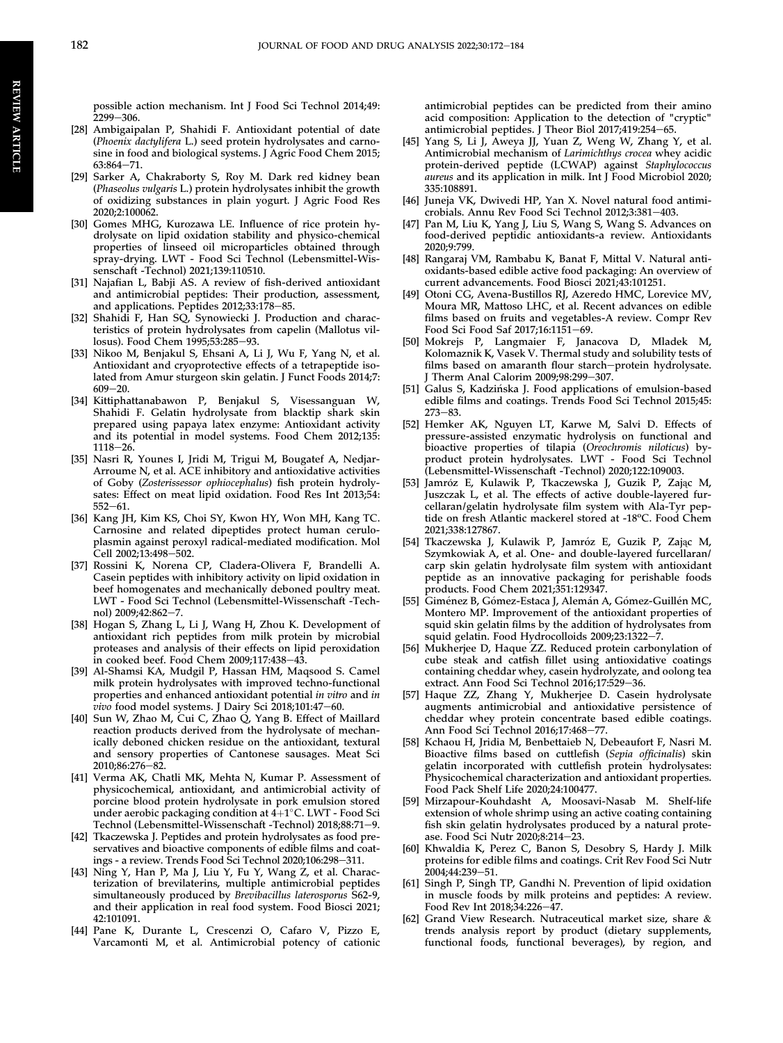possible action mechanism. Int J Food Sci Technol 2014;49: 2299−306.

[28] Ambigaipalan P, Shahidi F. Antioxidant potential of date (*Phoenix dactylifera* L.) seed protein hydrolysates and carnosine in food and biological systems. J Agric Food Chem 2015; 63:864−71.

[29] Sarker A, Chakraborty S, Roy M. Dark red kidney bean (*Phaseolus vulgaris* L.) protein hydrolysates inhibit the growth of oxidizing substances in plain yogurt. J Agric Food Res 2020;2:100062.

[30] Gomes MHG, Kurozawa LE. Influence of rice protein hydrolysate on lipid oxidation stability and physico-chemical properties of linseed oil microparticles obtained through spray-drying. LWT - Food Sci Technol (Lebensmittel-Wissenschaft -Technol) 2021;139:110510.

[31] Najafian L, Babji AS. A review of fish-derived antioxidant and antimicrobial peptides: Their production, assessment, and applications. Peptides 2012;33:178−85.

[32] Shahidi F, Han SQ, Synowiecki J. Production and characteristics of protein hydrolysates from capelin (Mallotus villosus). Food Chem 1995;53:285−93.

[33] Nikoo M, Benjakul S, Ehsani A, Li J, Wu F, Yang N, et al. Antioxidant and cryoprotective effects of a tetrapeptide isolated from Amur sturgeon skin gelatin. J Funct Foods 2014;7: 609−20.

[34] Kittiphattanabawon P, Benjakul S, Visessanguan W, Shahidi F. Gelatin hydrolysate from blacktip shark skin prepared using papaya latex enzyme: Antioxidant activity and its potential in model systems. Food Chem 2012;135: 1118−26.

[35] Nasri R, Younes I, Jridi M, Trigui M, Bougatef A, Nedjar-Arroume N, et al. ACE inhibitory and antioxidative activities of Goby (*Zosterissessor ophiocephalus*) fish protein hydrolysates: Effect on meat lipid oxidation. Food Res Int 2013;54: 552−61.

[36] Kang JH, Kim KS, Choi SY, Kwon HY, Won MH, Kang TC. Carnosine and related dipeptides protect human ceruloplasmin against peroxyl radical-mediated modification. Mol Cell 2002;13:498−502.

[37] Rossini K, Norena CP, Cladera-Olivera F, Brandelli A. Casein peptides with inhibitory activity on lipid oxidation in beef homogenates and mechanically deboned poultry meat. LWT - Food Sci Technol (Lebensmittel-Wissenschaft -Technol) 2009;42:862−7.

[38] Hogan S, Zhang L, Li J, Wang H, Zhou K. Development of antioxidant rich peptides from milk protein by microbial proteases and analysis of their effects on lipid peroxidation in cooked beef. Food Chem 2009;117:438−43.

[39] Al-Shamsi KA, Mudgil P, Hassan HM, Maqsood S. Camel milk protein hydrolysates with improved techno-functional properties and enhanced antioxidant potential *in vitro* and *in vivo* food model systems. J Dairy Sci 2018;101:47−60.

[40] Sun W, Zhao M, Cui C, Zhao Q, Yang B. Effect of Maillard reaction products derived from the hydrolysate of mechanically deboned chicken residue on the antioxidant, textural and sensory properties of Cantonese sausages. Meat Sci 2010;86:276−82.

[41] Verma AK, Chatli MK, Mehta N, Kumar P. Assessment of physicochemical, antioxidant, and antimicrobial activity of porcine blood protein hydrolysate in pork emulsion stored under aerobic packaging condition at 4±1°C. LWT - Food Sci Technol (Lebensmittel-Wissenschaft -Technol) 2018;88:71−9.

[42] Tkaczewska J. Peptides and protein hydrolysates as food preservatives and bioactive components of edible films and coatings - a review. Trends Food Sci Technol 2020;106:298−311.

[43] Ning Y, Han P, Ma J, Liu Y, Fu Y, Wang Z, et al. Characterization of brevilaterins, multiple antimicrobial peptides simultaneously produced by *Brevibacillus laterosporus* S62-9, and their application in real food system. Food Biosci 2021; 42:101091.

[44] Pane K, Durante L, Crescenzi O, Cafaro V, Pizzo E, Varcamonti M, et al. Antimicrobial potency of cationic antimicrobial peptides can be predicted from their amino acid composition: Application to the detection of "cryptic" antimicrobial peptides. J Theor Biol 2017;419:254−65.

[45] Yang S, Li J, Aweya JJ, Yuan Z, Weng W, Zhang Y, et al. Antimicrobial mechanism of *Larimichthys crocea* whey acidic protein-derived peptide (LCWAP) against *Staphylococcus aureus* and its application in milk. Int J Food Microbiol 2020; 335:108891.

[46] Juneja VK, Dwivedi HP, Yan X. Novel natural food antimicrobials. Annu Rev Food Sci Technol 2012;3:381−403.

[47] Pan M, Liu K, Yang J, Liu S, Wang S, Wang S. Advances on food-derived peptidic antioxidants-a review. Antioxidants 2020;9:799.

[48] Rangaraj VM, Rambabu K, Banat F, Mittal V. Natural antioxidants-based edible active food packaging: An overview of current advancements. Food Biosci 2021;43:101251.

[49] Otoni CG, Avena-Bustillos RJ, Azeredo HMC, Lorevice MV, Moura MR, Mattoso LHC, et al. Recent advances on edible films based on fruits and vegetables-A review. Compr Rev Food Sci Food Saf 2017;16:1151−69.

[50] Mokrejs P, Langmaier F, Janacova D, Mladek M, Kolomaznik K, Vasek V. Thermal study and solubility tests of films based on amaranth flour starch−protein hydrolysate. J Therm Anal Calorim 2009;98:299−307.

[51] Galus S, Kadzińska J. Food applications of emulsion-based edible films and coatings. Trends Food Sci Technol 2015;45: 273−83.

[52] Hemker AK, Nguyen LT, Karwe M, Salvi D. Effects of pressure-assisted enzymatic hydrolysis on functional and bioactive properties of tilapia (*Oreochromis niloticus*) by-product protein hydrolysates. LWT - Food Sci Technol (Lebensmittel-Wissenschaft -Technol) 2020;122:109003.

[53] Jamróz E, Kulawik P, Tkaczewska J, Guzik P, Zając M, Juszczak L, et al. The effects of active double-layered furcellaran/gelatin hydrolysate film system with Ala-Tyr peptide on fresh Atlantic mackerel stored at -18ºC. Food Chem 2021;338:127867.

[54] Tkaczewska J, Kulawik P, Jamróz E, Guzik P, Zając M, Szymkowiak A, et al. One- and double-layered furcellaran/carp skin gelatin hydrolysate film system with antioxidant peptide as an innovative packaging for perishable foods products. Food Chem 2021;351:129347.

[55] Giménez B, Gómez-Estaca J, Alemán A, Gómez-Guillén MC, Montero MP. Improvement of the antioxidant properties of squid skin gelatin films by the addition of hydrolysates from squid gelatin. Food Hydrocolloids 2009;23:1322−7.

[56] Mukherjee D, Haque ZZ. Reduced protein carbonylation of cube steak and catfish fillet using antioxidative coatings containing cheddar whey, casein hydrolyzate, and oolong tea extract. Ann Food Sci Technol 2016;17:529−36.

[57] Haque ZZ, Zhang Y, Mukherjee D. Casein hydrolysate augments antimicrobial and antioxidative persistence of cheddar whey protein concentrate based edible coatings. Ann Food Sci Technol 2016;17:468−77.

[58] Kchaou H, Jridia M, Benbettaieb N, Debeaufort F, Nasri M. Bioactive films based on cuttlefish (*Sepia officinalis*) skin gelatin incorporated with cuttlefish protein hydrolysates: Physicochemical characterization and antioxidant properties. Food Pack Shelf Life 2020;24:100477.

[59] Mirzapour-Kouhdasht A, Moosavi-Nasab M. Shelf-life extension of whole shrimp using an active coating containing fish skin gelatin hydrolysates produced by a natural protease. Food Sci Nutr 2020;8:214−23.

[60] Khwaldia K, Perez C, Banon S, Desobry S, Hardy J. Milk proteins for edible films and coatings. Crit Rev Food Sci Nutr 2004;44:239−51.

[61] Singh P, Singh TP, Gandhi N. Prevention of lipid oxidation in muscle foods by milk proteins and peptides: A review. Food Rev Int 2018;34:226−47.

[62] Grand View Research. Nutraceutical market size, share & trends analysis report by product (dietary supplements, functional foods, functional beverages), by region, and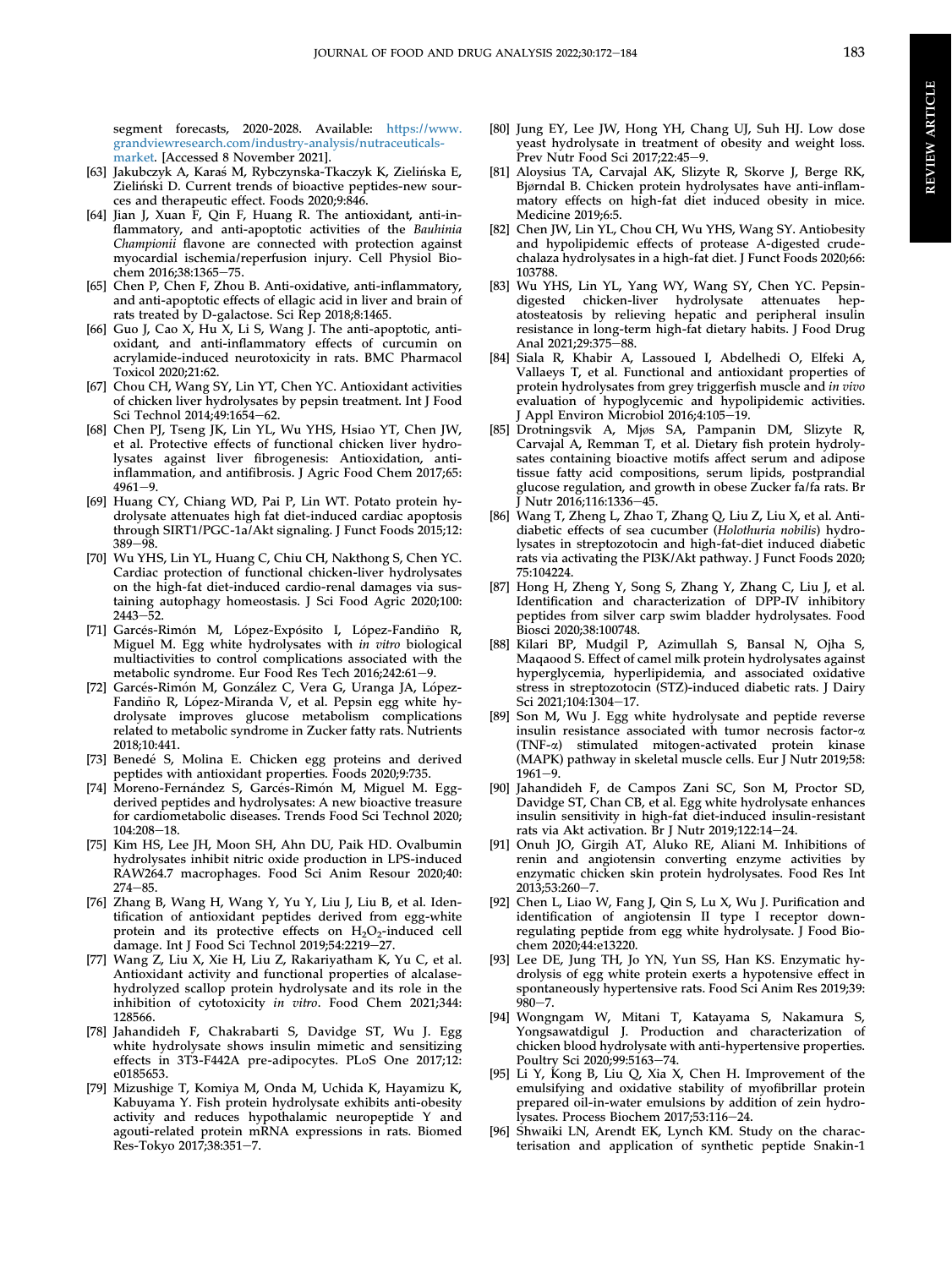segment forecasts, 2020-2028. Available: https://www.grandviewresearch.com/industry-analysis/nutraceuticals-market. [Accessed 8 November 2021].

[63] Jakubczyk A, Karaś M, Rybczynska-Tkaczyk K, Zielińska E, Zieliński D. Current trends of bioactive peptides-new sources and therapeutic effect. Foods 2020;9:846.

[64] Jian J, Xuan F, Qin F, Huang R. The antioxidant, anti-inflammatory, and anti-apoptotic activities of the *Bauhinia Championii* flavone are connected with protection against myocardial ischemia/reperfusion injury. Cell Physiol Biochem 2016;38:1365–75.

[65] Chen P, Chen F, Zhou B. Anti-oxidative, anti-inflammatory, and anti-apoptotic effects of ellagic acid in liver and brain of rats treated by D-galactose. Sci Rep 2018;8:1465.

[66] Guo J, Cao X, Hu X, Li S, Wang J. The anti-apoptotic, antioxidant, and anti-inflammatory effects of curcumin on acrylamide-induced neurotoxicity in rats. BMC Pharmacol Toxicol 2020;21:62.

[67] Chou CH, Wang SY, Lin YT, Chen YC. Antioxidant activities of chicken liver hydrolysates by pepsin treatment. Int J Food Sci Technol 2014;49:1654–62.

[68] Chen PJ, Tseng JK, Lin YL, Wu YHS, Hsiao YT, Chen JW, et al. Protective effects of functional chicken liver hydrolysates against liver fibrogenesis: Antioxidation, anti-inflammation, and antifibrosis. J Agric Food Chem 2017;65: 4961–9.

[69] Huang CY, Chiang WD, Pai P, Lin WT. Potato protein hydrolysate attenuates high fat diet-induced cardiac apoptosis through SIRT1/PGC-1a/Akt signaling. J Funct Foods 2015;12: 389–98.

[70] Wu YHS, Lin YL, Huang C, Chiu CH, Nakthong S, Chen YC. Cardiac protection of functional chicken-liver hydrolysates on the high-fat diet-induced cardio-renal damages via sustaining autophagy homeostasis. J Sci Food Agric 2020;100: 2443–52.

[71] Garcés-Rimón M, López-Expósito I, López-Fandiño R, Miguel M. Egg white hydrolysates with *in vitro* biological multiactivities to control complications associated with the metabolic syndrome. Eur Food Res Tech 2016;242:61–9.

[72] Garcés-Rimón M, González C, Vera G, Uranga JA, López-Fandiño R, López-Miranda V, et al. Pepsin egg white hydrolysate improves glucose metabolism complications related to metabolic syndrome in Zucker fatty rats. Nutrients 2018;10:441.

[73] Benedé S, Molina E. Chicken egg proteins and derived peptides with antioxidant properties. Foods 2020;9:735.

[74] Moreno-Fernández S, Garcés-Rimón M, Miguel M. Egg-derived peptides and hydrolysates: A new bioactive treasure for cardiometabolic diseases. Trends Food Sci Technol 2020; 104:208–18.

[75] Kim HS, Lee JH, Moon SH, Ahn DU, Paik HD. Ovalbumin hydrolysates inhibit nitric oxide production in LPS-induced RAW264.7 macrophages. Food Sci Anim Resour 2020;40: 274–85.

[76] Zhang B, Wang H, Wang Y, Yu Y, Liu J, Liu B, et al. Identification of antioxidant peptides derived from egg-white protein and its protective effects on $H_2O_2$-induced cell damage. Int J Food Sci Technol 2019;54:2219–27.

[77] Wang Z, Liu X, Xie H, Liu Z, Rakariyatham K, Yu C, et al. Antioxidant activity and functional properties of alcalase-hydrolyzed scallop protein hydrolysate and its role in the inhibition of cytotoxicity *in vitro*. Food Chem 2021;344: 128566.

[78] Jahandideh F, Chakrabarti S, Davidge ST, Wu J. Egg white hydrolysate shows insulin mimetic and sensitizing effects in 3T3-F442A pre-adipocytes. PLoS One 2017;12: e0185653.

[79] Mizushige T, Komiya M, Onda M, Uchida K, Hayamizu K, Kabuyama Y. Fish protein hydrolysate exhibits anti-obesity activity and reduces hypothalamic neuropeptide Y and agouti-related protein mRNA expressions in rats. Biomed Res-Tokyo 2017;38:351–7.

[80] Jung EY, Lee JW, Hong YH, Chang UJ, Suh HJ. Low dose yeast hydrolysate in treatment of obesity and weight loss. Prev Nutr Food Sci 2017;22:45–9.

[81] Aloysius TA, Carvajal AK, Slizyte R, Skorve J, Berge RK, Bjørndal B. Chicken protein hydrolysates have anti-inflammatory effects on high-fat diet induced obesity in mice. Medicine 2019;6:5.

[82] Chen JW, Lin YL, Chou CH, Wu YHS, Wang SY. Antiobesity and hypolipidemic effects of protease A-digested crude-chalaza hydrolysates in a high-fat diet. J Funct Foods 2020;66: 103788.

[83] Wu YHS, Lin YL, Yang WY, Wang SY, Chen YC. Pepsin-digested chicken-liver hydrolysate attenuates hepatosteatosis by relieving hepatic and peripheral insulin resistance in long-term high-fat dietary habits. J Food Drug Anal 2021;29:375–88.

[84] Siala R, Khabir A, Lassoued I, Abdelhedi O, Elfeki A, Vallaeys T, et al. Functional and antioxidant properties of protein hydrolysates from grey triggerfish muscle and *in vivo* evaluation of hypoglycemic and hypolipidemic activities. J Appl Environ Microbiol 2016;4:105–19.

[85] Drotningsvik A, Mjøs SA, Pampanin DM, Slizyte R, Carvajal A, Remman T, et al. Dietary fish protein hydrolysates containing bioactive motifs affect serum and adipose tissue fatty acid compositions, serum lipids, postprandial glucose regulation, and growth in obese Zucker fa/fa rats. Br J Nutr 2016;116:1336–45.

[86] Wang T, Zheng L, Zhao T, Zhang Q, Liu Z, Liu X, et al. Anti-diabetic effects of sea cucumber (*Holothuria nobilis*) hydrolysates in streptozotocin and high-fat-diet induced diabetic rats via activating the PI3K/Akt pathway. J Funct Foods 2020; 75:104224.

[87] Hong H, Zheng Y, Song S, Zhang Y, Zhang C, Liu J, et al. Identification and characterization of DPP-IV inhibitory peptides from silver carp swim bladder hydrolysates. Food Biosci 2020;38:100748.

[88] Kilari BP, Mudgil P, Azimullah S, Bansal N, Ojha S, Maqaood S. Effect of camel milk protein hydrolysates against hyperglycemia, hyperlipidemia, and associated oxidative stress in streptozotocin (STZ)-induced diabetic rats. J Dairy Sci 2021;104:1304–17.

[89] Son M, Wu J. Egg white hydrolysate and peptide reverse insulin resistance associated with tumor necrosis factor-α (TNF-α) stimulated mitogen-activated protein kinase (MAPK) pathway in skeletal muscle cells. Eur J Nutr 2019;58: 1961–9.

[90] Jahandideh F, de Campos Zani SC, Son M, Proctor SD, Davidge ST, Chan CB, et al. Egg white hydrolysate enhances insulin sensitivity in high-fat diet-induced insulin-resistant rats via Akt activation. Br J Nutr 2019;122:14–24.

[91] Onuh JO, Girgih AT, Aluko RE, Aliani M. Inhibitions of renin and angiotensin converting enzyme activities by enzymatic chicken skin protein hydrolysates. Food Res Int 2013;53:260–7.

[92] Chen L, Liao W, Fang J, Qin S, Lu X, Wu J. Purification and identification of angiotensin II type I receptor down-regulating peptide from egg white hydrolysate. J Food Biochem 2020;44:e13220.

[93] Lee DE, Jung TH, Jo YN, Yun SS, Han KS. Enzymatic hydrolysis of egg white protein exerts a hypotensive effect in spontaneously hypertensive rats. Food Sci Anim Res 2019;39: 980–7.

[94] Wongngam W, Mitani T, Katayama S, Nakamura S, Yongsawatdigul J. Production and characterization of chicken blood hydrolysate with anti-hypertensive properties. Poultry Sci 2020;99:5163–74.

[95] Li Y, Kong B, Liu Q, Xia X, Chen H. Improvement of the emulsifying and oxidative stability of myofibrillar protein prepared oil-in-water emulsions by addition of zein hydrolysates. Process Biochem 2017;53:116–24.

[96] Shwaiki LN, Arendt EK, Lynch KM. Study on the characterisation and application of synthetic peptide Snakin-1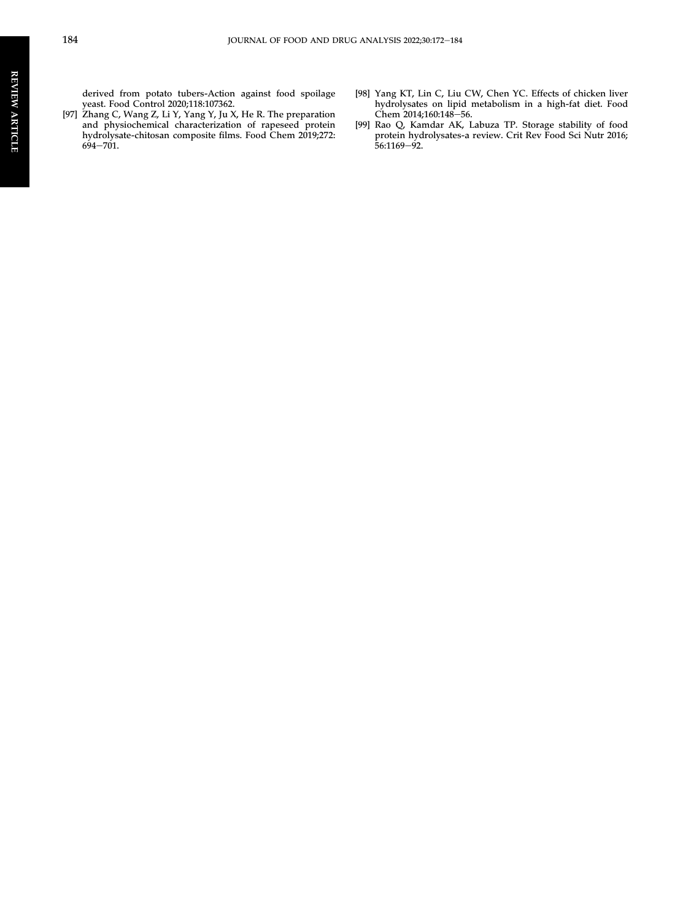derived from potato tubers-Action against food spoilage yeast. Food Control 2020;118:107362.

[97] Zhang C, Wang Z, Li Y, Yang Y, Ju X, He R. The preparation and physiochemical characterization of rapeseed protein hydrolysate-chitosan composite films. Food Chem 2019;272: 694−701.

[98] Yang KT, Lin C, Liu CW, Chen YC. Effects of chicken liver hydrolysates on lipid metabolism in a high-fat diet. Food Chem 2014;160:148−56.

[99] Rao Q, Kamdar AK, Labuza TP. Storage stability of food protein hydrolysates-a review. Crit Rev Food Sci Nutr 2016; 56:1169−92.